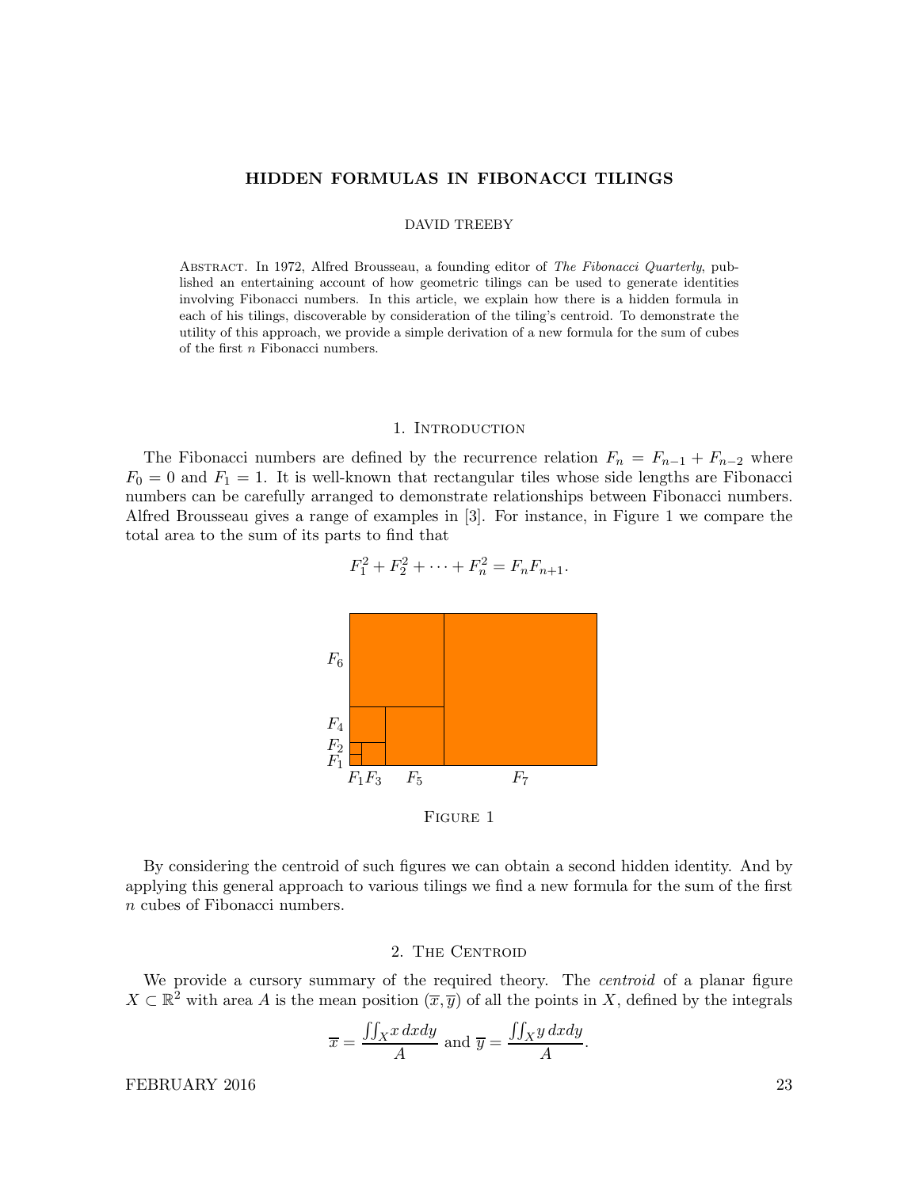# HIDDEN FORMULAS IN FIBONACCI TILINGS

DAVID TREEBY

Abstract. In 1972, Alfred Brousseau, a founding editor of *The Fibonacci Quarterly*, published an entertaining account of how geometric tilings can be used to generate identities involving Fibonacci numbers. In this article, we explain how there is a hidden formula in each of his tilings, discoverable by consideration of the tiling's centroid. To demonstrate the utility of this approach, we provide a simple derivation of a new formula for the sum of cubes of the first $n$ Fibonacci numbers.

## 1. Introduction

The Fibonacci numbers are defined by the recurrence relation $F_n = F_{n-1} + F_{n-2}$ where $F_0 = 0$ and $F_1 = 1$. It is well-known that rectangular tiles whose side lengths are Fibonacci numbers can be carefully arranged to demonstrate relationships between Fibonacci numbers. Alfred Brousseau gives a range of examples in [3]. For instance, in Figure 1 we compare the total area to the sum of its parts to find that

$$F_1^2 + F_2^2 + \cdots + F_n^2 = F_n F_{n+1}.$$

Figure 1

By considering the centroid of such figures we can obtain a second hidden identity. And by applying this general approach to various tilings we find a new formula for the sum of the first $n$ cubes of Fibonacci numbers.

## 2. The Centroid

We provide a cursory summary of the required theory. The *centroid* of a planar figure $X \subset \mathbb{R}^2$ with area $A$ is the mean position $(\overline{x}, \overline{y})$ of all the points in $X$, defined by the integrals

$$\overline{x} = \frac{\iint_X x \, dxdy}{A} \text{ and } \overline{y} = \frac{\iint_X y \, dxdy}{A}.$$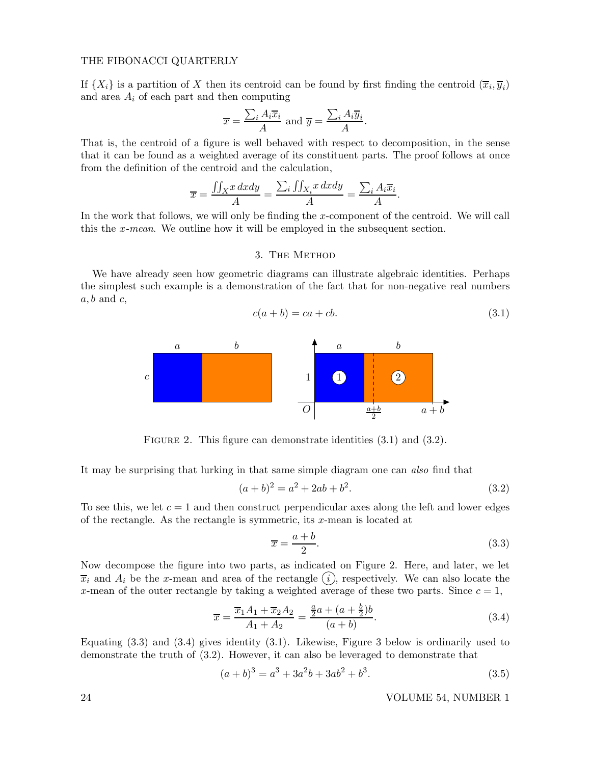If $\{X_i\}$ is a partition of $X$ then its centroid can be found by first finding the centroid $(\overline{x}_i, \overline{y}_i)$ and area $A_i$ of each part and then computing

$$\overline{x} = \frac{\sum_i A_i \overline{x}_i}{A} \text{ and } \overline{y} = \frac{\sum_i A_i \overline{y}_i}{A}.$$

That is, the centroid of a figure is well behaved with respect to decomposition, in the sense that it can be found as a weighted average of its constituent parts. The proof follows at once from the definition of the centroid and the calculation,

$$\overline{x} = \frac{\iint_X x\, dxdy}{A} = \frac{\sum_i \iint_{X_i} x\, dxdy}{A} = \frac{\sum_i A_i \overline{x}_i}{A}.$$

In the work that follows, we will only be finding the $x$-component of the centroid. We will call this the *x-mean*. We outline how it will be employed in the subsequent section.

## 3. The Method

We have already seen how geometric diagrams can illustrate algebraic identities. Perhaps the simplest such example is a demonstration of the fact that for non-negative real numbers $a, b$ and $c$,

$$c(a+b) = ca + cb. \tag{3.1}$$

Figure 2. This figure can demonstrate identities (3.1) and (3.2).

It may be surprising that lurking in that same simple diagram one can *also* find that

$$(a+b)^2 = a^2 + 2ab + b^2. \tag{3.2}$$

To see this, we let $c = 1$ and then construct perpendicular axes along the left and lower edges of the rectangle. As the rectangle is symmetric, its $x$-mean is located at

$$\overline{x} = \frac{a+b}{2}. \tag{3.3}$$

Now decompose the figure into two parts, as indicated on Figure 2. Here, and later, we let $\overline{x}_i$ and $A_i$ be the $x$-mean and area of the rectangle $\textcircled{i}$, respectively. We can also locate the $x$-mean of the outer rectangle by taking a weighted average of these two parts. Since $c = 1$,

$$\overline{x} = \frac{\overline{x}_1 A_1 + \overline{x}_2 A_2}{A_1 + A_2} = \frac{\frac{a}{2}a + (a + \frac{b}{2})b}{(a+b)}. \tag{3.4}$$

Equating (3.3) and (3.4) gives identity (3.1). Likewise, Figure 3 below is ordinarily used to demonstrate the truth of (3.2). However, it can also be leveraged to demonstrate that

$$(a+b)^3 = a^3 + 3a^2b + 3ab^2 + b^3. \tag{3.5}$$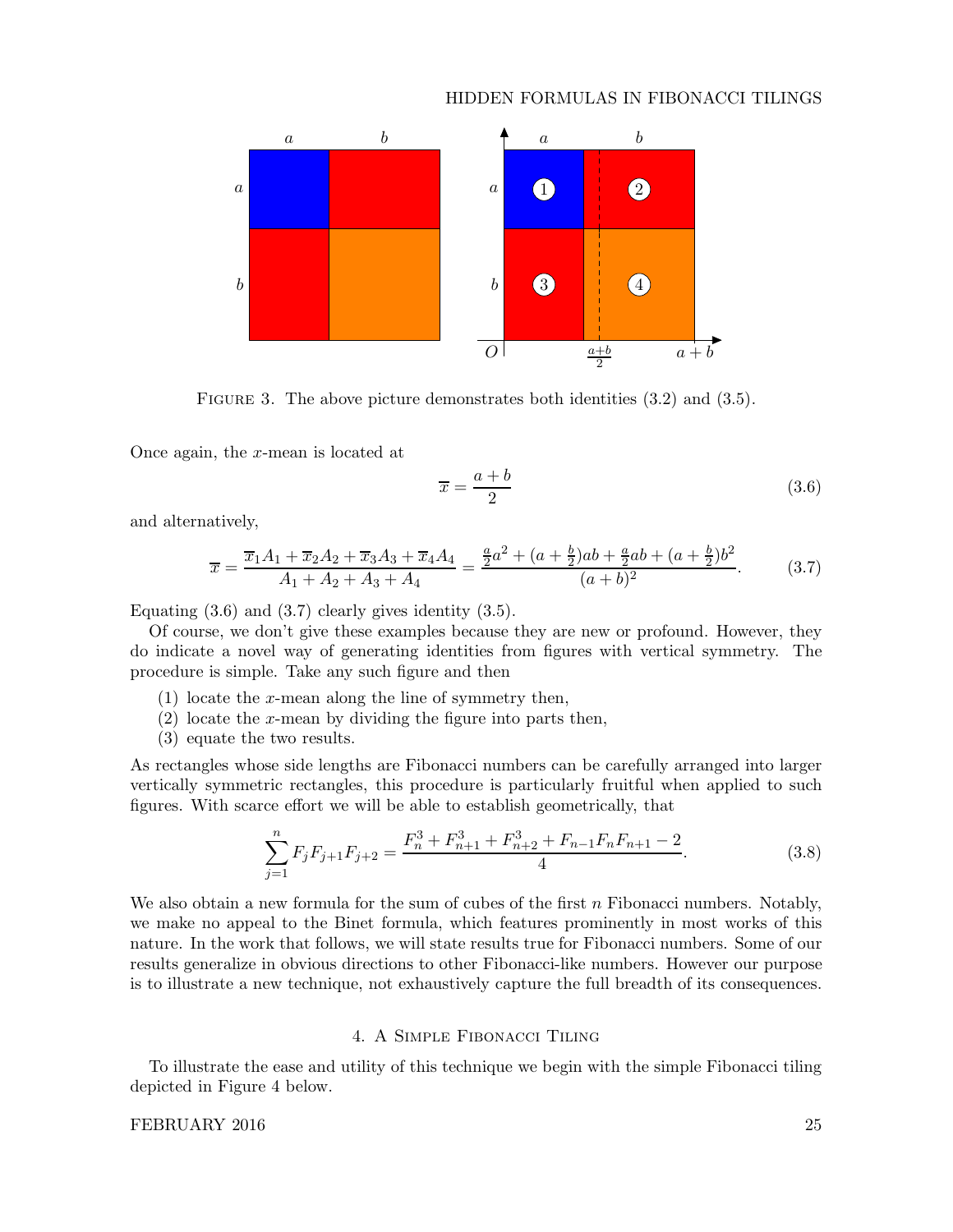FIGURE 3. The above picture demonstrates both identities (3.2) and (3.5).

Once again, the $x$-mean is located at

$$\overline{x} = \frac{a+b}{2} \tag{3.6}$$

and alternatively,

$$\overline{x} = \frac{\overline{x}_1 A_1 + \overline{x}_2 A_2 + \overline{x}_3 A_3 + \overline{x}_4 A_4}{A_1 + A_2 + A_3 + A_4} = \frac{\frac{a}{2}a^2 + (a+\frac{b}{2})ab + \frac{a}{2}ab + (a+\frac{b}{2})b^2}{(a+b)^2}. \tag{3.7}$$

Equating (3.6) and (3.7) clearly gives identity (3.5).

Of course, we don't give these examples because they are new or profound. However, they do indicate a novel way of generating identities from figures with vertical symmetry. The procedure is simple. Take any such figure and then

(1) locate the $x$-mean along the line of symmetry then,
(2) locate the $x$-mean by dividing the figure into parts then,
(3) equate the two results.

As rectangles whose side lengths are Fibonacci numbers can be carefully arranged into larger vertically symmetric rectangles, this procedure is particularly fruitful when applied to such figures. With scarce effort we will be able to establish geometrically, that

$$\sum_{j=1}^{n} F_j F_{j+1} F_{j+2} = \frac{F_n^3 + F_{n+1}^3 + F_{n+2}^3 + F_{n-1}F_n F_{n+1} - 2}{4}. \tag{3.8}$$

We also obtain a new formula for the sum of cubes of the first $n$ Fibonacci numbers. Notably, we make no appeal to the Binet formula, which features prominently in most works of this nature. In the work that follows, we will state results true for Fibonacci numbers. Some of our results generalize in obvious directions to other Fibonacci-like numbers. However our purpose is to illustrate a new technique, not exhaustively capture the full breadth of its consequences.

## 4. A Simple Fibonacci Tiling

To illustrate the ease and utility of this technique we begin with the simple Fibonacci tiling depicted in Figure 4 below.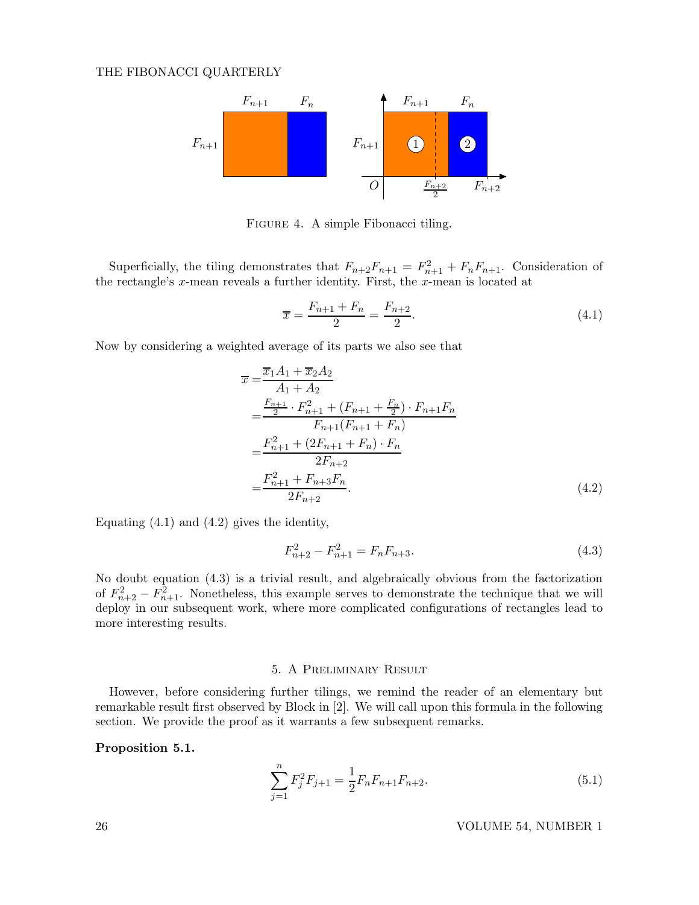FIGURE 4. A simple Fibonacci tiling.

Superficially, the tiling demonstrates that $F_{n+2}F_{n+1} = F_{n+1}^2 + F_nF_{n+1}$. Consideration of the rectangle's $x$-mean reveals a further identity. First, the $x$-mean is located at

$$\overline{x} = \frac{F_{n+1} + F_n}{2} = \frac{F_{n+2}}{2}. \tag{4.1}$$

Now by considering a weighted average of its parts we also see that

$$\begin{aligned}
\overline{x} =& \frac{\overline{x}_1 A_1 + \overline{x}_2 A_2}{A_1 + A_2} \\
=& \frac{\frac{F_{n+1}}{2} \cdot F_{n+1}^2 + (F_{n+1} + \frac{F_n}{2}) \cdot F_{n+1}F_n}{F_{n+1}(F_{n+1} + F_n)} \\
=& \frac{F_{n+1}^2 + (2F_{n+1} + F_n) \cdot F_n}{2F_{n+2}} \\
=& \frac{F_{n+1}^2 + F_{n+3}F_n}{2F_{n+2}}.
\end{aligned} \tag{4.2}$$

Equating (4.1) and (4.2) gives the identity,

$$F_{n+2}^2 - F_{n+1}^2 = F_nF_{n+3}. \tag{4.3}$$

No doubt equation (4.3) is a trivial result, and algebraically obvious from the factorization of $F_{n+2}^2 - F_{n+1}^2$. Nonetheless, this example serves to demonstrate the technique that we will deploy in our subsequent work, where more complicated configurations of rectangles lead to more interesting results.

## 5. A Preliminary Result

However, before considering further tilings, we remind the reader of an elementary but remarkable result first observed by Block in [2]. We will call upon this formula in the following section. We provide the proof as it warrants a few subsequent remarks.

**Proposition 5.1.**

$$\sum_{j=1}^{n} F_j^2 F_{j+1} = \frac{1}{2} F_n F_{n+1} F_{n+2}. \tag{5.1}$$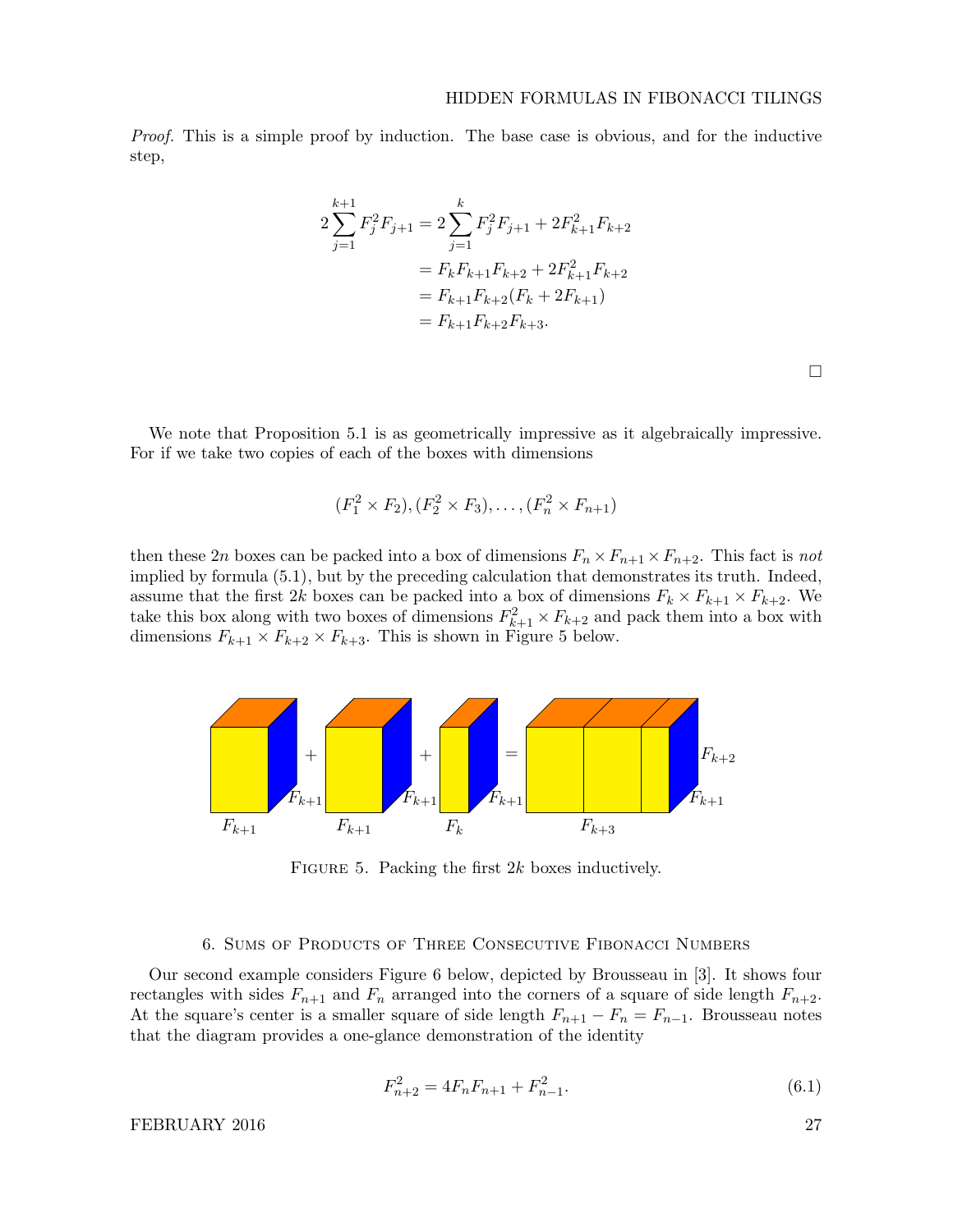*Proof.* This is a simple proof by induction. The base case is obvious, and for the inductive step,

$$
\begin{aligned}
2\sum_{j=1}^{k+1} F_j^2 F_{j+1} &= 2\sum_{j=1}^{k} F_j^2 F_{j+1} + 2F_{k+1}^2 F_{k+2} \\
&= F_k F_{k+1} F_{k+2} + 2F_{k+1}^2 F_{k+2} \\
&= F_{k+1} F_{k+2}(F_k + 2F_{k+1}) \\
&= F_{k+1} F_{k+2} F_{k+3}.
\end{aligned}
$$

□

We note that Proposition 5.1 is as geometrically impressive as it algebraically impressive. For if we take two copies of each of the boxes with dimensions

$$(F_1^2 \times F_2), (F_2^2 \times F_3), \ldots, (F_n^2 \times F_{n+1})$$

then these $2n$ boxes can be packed into a box of dimensions $F_n \times F_{n+1} \times F_{n+2}$. This fact is *not* implied by formula (5.1), but by the preceding calculation that demonstrates its truth. Indeed, assume that the first $2k$ boxes can be packed into a box of dimensions $F_k \times F_{k+1} \times F_{k+2}$. We take this box along with two boxes of dimensions $F_{k+1}^2 \times F_{k+2}$ and pack them into a box with dimensions $F_{k+1} \times F_{k+2} \times F_{k+3}$. This is shown in Figure 5 below.

Figure 5. Packing the first $2k$ boxes inductively.

## 6. Sums of Products of Three Consecutive Fibonacci Numbers

Our second example considers Figure 6 below, depicted by Brousseau in [3]. It shows four rectangles with sides $F_{n+1}$ and $F_n$ arranged into the corners of a square of side length $F_{n+2}$. At the square's center is a smaller square of side length $F_{n+1} - F_n = F_{n-1}$. Brousseau notes that the diagram provides a one-glance demonstration of the identity

$$F_{n+2}^2 = 4F_n F_{n+1} + F_{n-1}^2. \tag{6.1}$$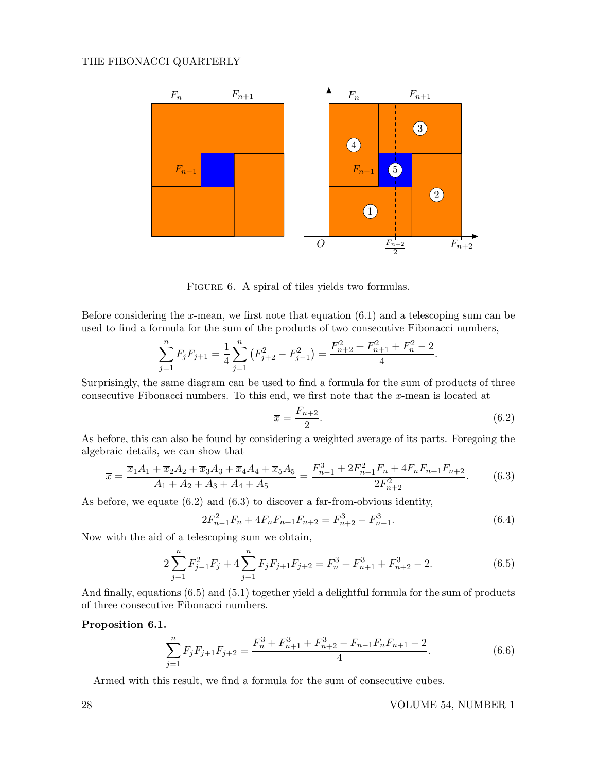FIGURE 6. A spiral of tiles yields two formulas.

Before considering the $x$-mean, we first note that equation (6.1) and a telescoping sum can be used to find a formula for the sum of the products of two consecutive Fibonacci numbers,

$$\sum_{j=1}^{n} F_j F_{j+1} = \frac{1}{4}\sum_{j=1}^{n}\left(F_{j+2}^2 - F_{j-1}^2\right) = \frac{F_{n+2}^2 + F_{n+1}^2 + F_n^2 - 2}{4}.$$

Surprisingly, the same diagram can be used to find a formula for the sum of products of three consecutive Fibonacci numbers. To this end, we first note that the $x$-mean is located at

$$\overline{x} = \frac{F_{n+2}}{2}. \tag{6.2}$$

As before, this can also be found by considering a weighted average of its parts. Foregoing the algebraic details, we can show that

$$\overline{x} = \frac{\overline{x}_1 A_1 + \overline{x}_2 A_2 + \overline{x}_3 A_3 + \overline{x}_4 A_4 + \overline{x}_5 A_5}{A_1 + A_2 + A_3 + A_4 + A_5} = \frac{F_{n-1}^3 + 2F_{n-1}^2 F_n + 4F_n F_{n+1} F_{n+2}}{2F_{n+2}^2}. \tag{6.3}$$

As before, we equate (6.2) and (6.3) to discover a far-from-obvious identity,

$$2F_{n-1}^2 F_n + 4F_n F_{n+1} F_{n+2} = F_{n+2}^3 - F_{n-1}^3. \tag{6.4}$$

Now with the aid of a telescoping sum we obtain,

$$2\sum_{j=1}^{n} F_{j-1}^2 F_j + 4\sum_{j=1}^{n} F_j F_{j+1} F_{j+2} = F_n^3 + F_{n+1}^3 + F_{n+2}^3 - 2. \tag{6.5}$$

And finally, equations (6.5) and (5.1) together yield a delightful formula for the sum of products of three consecutive Fibonacci numbers.

**Proposition 6.1.**

$$\sum_{j=1}^{n} F_j F_{j+1} F_{j+2} = \frac{F_n^3 + F_{n+1}^3 + F_{n+2}^3 - F_{n-1} F_n F_{n+1} - 2}{4}. \tag{6.6}$$

Armed with this result, we find a formula for the sum of consecutive cubes.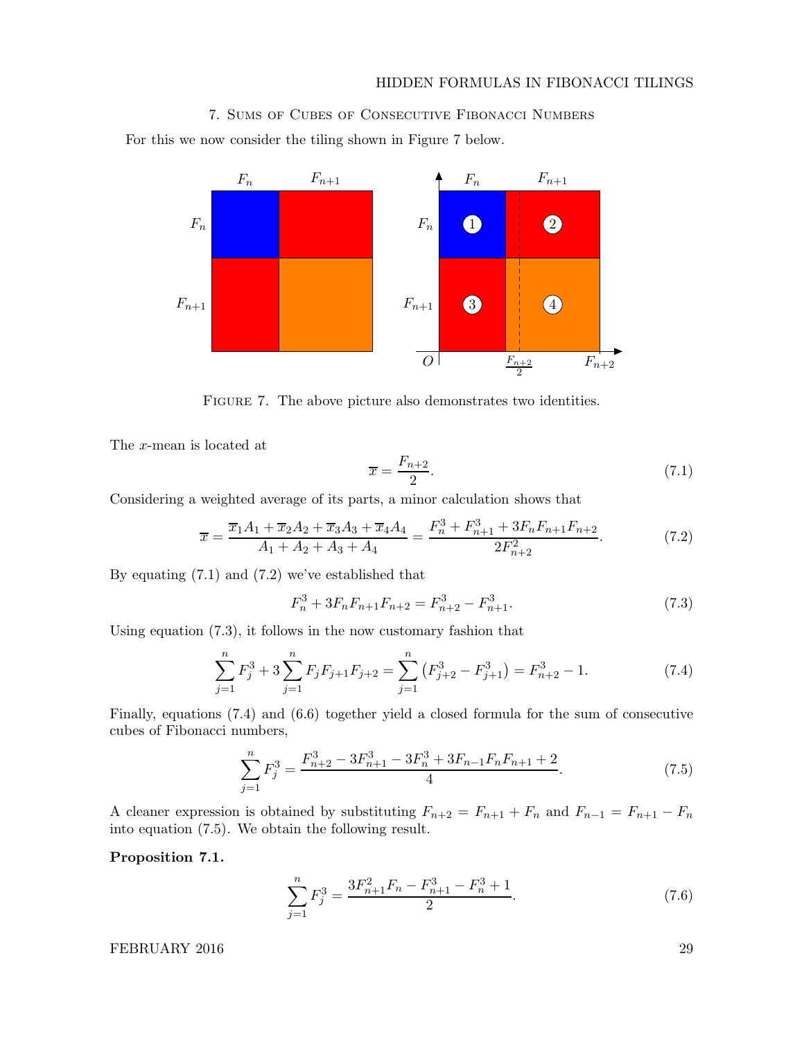## 7. Sums of Cubes of Consecutive Fibonacci Numbers

For this we now consider the tiling shown in Figure 7 below.

Figure 7. The above picture also demonstrates two identities.

The $x$-mean is located at

$$\overline{x} = \frac{F_{n+2}}{2}. \tag{7.1}$$

Considering a weighted average of its parts, a minor calculation shows that

$$\overline{x} = \frac{\overline{x}_1 A_1 + \overline{x}_2 A_2 + \overline{x}_3 A_3 + \overline{x}_4 A_4}{A_1 + A_2 + A_3 + A_4} = \frac{F_n^3 + F_{n+1}^3 + 3F_n F_{n+1} F_{n+2}}{2F_{n+2}^2}. \tag{7.2}$$

By equating (7.1) and (7.2) we've established that

$$F_n^3 + 3F_n F_{n+1} F_{n+2} = F_{n+2}^3 - F_{n+1}^3. \tag{7.3}$$

Using equation (7.3), it follows in the now customary fashion that

$$\sum_{j=1}^{n} F_j^3 + 3\sum_{j=1}^{n} F_j F_{j+1} F_{j+2} = \sum_{j=1}^{n} \left(F_{j+2}^3 - F_{j+1}^3\right) = F_{n+2}^3 - 1. \tag{7.4}$$

Finally, equations (7.4) and (6.6) together yield a closed formula for the sum of consecutive cubes of Fibonacci numbers,

$$\sum_{j=1}^{n} F_j^3 = \frac{F_{n+2}^3 - 3F_{n+1}^3 - 3F_n^3 + 3F_{n-1}F_n F_{n+1} + 2}{4}. \tag{7.5}$$

A cleaner expression is obtained by substituting $F_{n+2} = F_{n+1} + F_n$ and $F_{n-1} = F_{n+1} - F_n$ into equation (7.5). We obtain the following result.

**Proposition 7.1.**

$$\sum_{j=1}^{n} F_j^3 = \frac{3F_{n+1}^2 F_n - F_{n+1}^3 - F_n^3 + 1}{2}. \tag{7.6}$$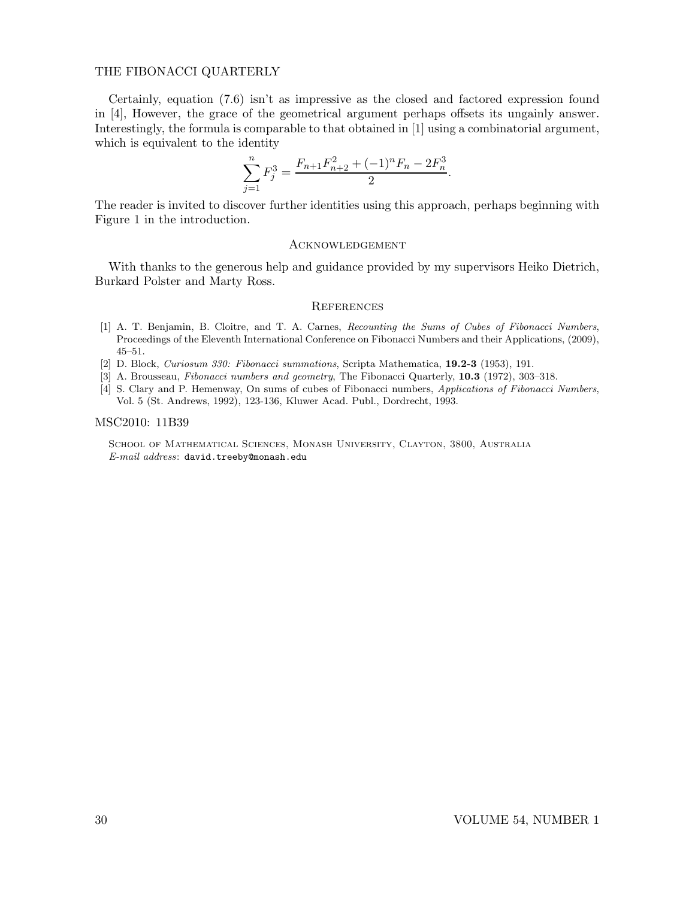Certainly, equation (7.6) isn't as impressive as the closed and factored expression found in [4], However, the grace of the geometrical argument perhaps offsets its ungainly answer. Interestingly, the formula is comparable to that obtained in [1] using a combinatorial argument, which is equivalent to the identity

$$\sum_{j=1}^{n} F_j^3 = \frac{F_{n+1}F_{n+2}^2 + (-1)^n F_n - 2F_n^3}{2}.$$

The reader is invited to discover further identities using this approach, perhaps beginning with Figure 1 in the introduction.

## Acknowledgement

With thanks to the generous help and guidance provided by my supervisors Heiko Dietrich, Burkard Polster and Marty Ross.

## References

[1] A. T. Benjamin, B. Cloitre, and T. A. Carnes, *Recounting the Sums of Cubes of Fibonacci Numbers*, Proceedings of the Eleventh International Conference on Fibonacci Numbers and their Applications, (2009), 45–51.

[2] D. Block, *Curiosum 330: Fibonacci summations*, Scripta Mathematica, **19.2-3** (1953), 191.

[3] A. Brousseau, *Fibonacci numbers and geometry*, The Fibonacci Quarterly, **10.3** (1972), 303–318.

[4] S. Clary and P. Hemenway, On sums of cubes of Fibonacci numbers, *Applications of Fibonacci Numbers*, Vol. 5 (St. Andrews, 1992), 123-136, Kluwer Acad. Publ., Dordrecht, 1993.

MSC2010: 11B39

School of Mathematical Sciences, Monash University, Clayton, 3800, Australia
*E-mail address*: david.treeby@monash.edu